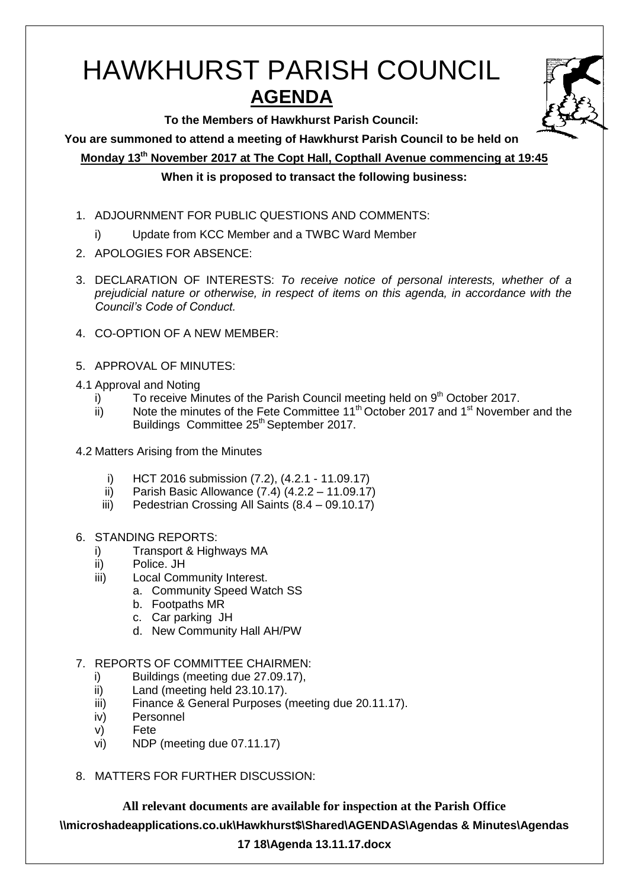# HAWKHURST PARISH COUNCIL

## AGENDA

**To the Members of Hawkhurst Parish Council:**

**You are summoned to attend a meeting of Hawkhurst Parish Council to be held on**

**Monday 13th November 2017 at The Copt Hall, Copthall Avenue commencing at 19:45**

**When it is proposed to transact the following business:**

1. ADJOURNMENT FOR PUBLIC QUESTIONS AND COMMENTS:
   i) Update from KCC Member and a TWBC Ward Member
2. APOLOGIES FOR ABSENCE:
3. DECLARATION OF INTERESTS: *To receive notice of personal interests, whether of a prejudicial nature or otherwise, in respect of items on this agenda, in accordance with the Council's Code of Conduct.*
4. CO-OPTION OF A NEW MEMBER:
5. APPROVAL OF MINUTES:

4.1 Approval and Noting
   i) To receive Minutes of the Parish Council meeting held on 9th October 2017.
   ii) Note the minutes of the Fete Committee 11th October 2017 and 1st November and the Buildings Committee 25th September 2017.

4.2 Matters Arising from the Minutes
   i) HCT 2016 submission (7.2), (4.2.1 - 11.09.17)
   ii) Parish Basic Allowance (7.4) (4.2.2 – 11.09.17)
   iii) Pedestrian Crossing All Saints (8.4 – 09.10.17)

6. STANDING REPORTS:
   i) Transport & Highways MA
   ii) Police. JH
   iii) Local Community Interest.
      a. Community Speed Watch SS
      b. Footpaths MR
      c. Car parking JH
      d. New Community Hall AH/PW
7. REPORTS OF COMMITTEE CHAIRMEN:
   i) Buildings (meeting due 27.09.17),
   ii) Land (meeting held 23.10.17).
   iii) Finance & General Purposes (meeting due 20.11.17).
   iv) Personnel
   v) Fete
   vi) NDP (meeting due 07.11.17)
8. MATTERS FOR FURTHER DISCUSSION:

**All relevant documents are available for inspection at the Parish Office**

**\\microshadeapplications.co.uk\Hawkhurst$\Shared\AGENDAS\Agendas & Minutes\Agendas 17 18\Agenda 13.11.17.docx**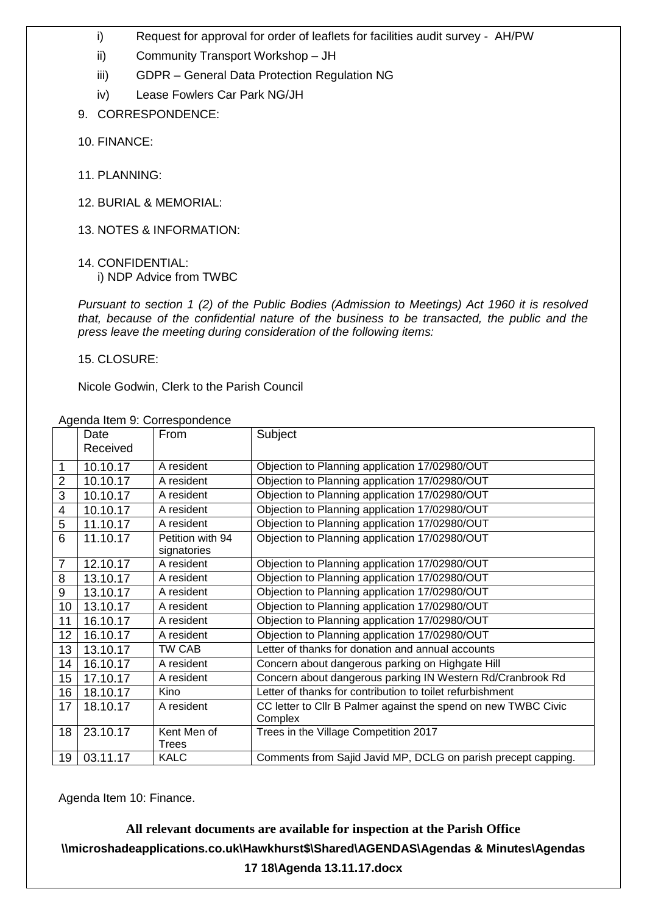i) Request for approval for order of leaflets for facilities audit survey - AH/PW

ii) Community Transport Workshop – JH

iii) GDPR – General Data Protection Regulation NG

iv) Lease Fowlers Car Park NG/JH

9. CORRESPONDENCE:

10. FINANCE:

11. PLANNING:

12. BURIAL & MEMORIAL:

13. NOTES & INFORMATION:

14. CONFIDENTIAL:
    i) NDP Advice from TWBC

*Pursuant to section 1 (2) of the Public Bodies (Admission to Meetings) Act 1960 it is resolved that, because of the confidential nature of the business to be transacted, the public and the press leave the meeting during consideration of the following items:*

15. CLOSURE:

Nicole Godwin, Clerk to the Parish Council

Agenda Item 9: Correspondence

| | Date Received | From | Subject |
|---|---|---|---|
| 1 | 10.10.17 | A resident | Objection to Planning application 17/02980/OUT |
| 2 | 10.10.17 | A resident | Objection to Planning application 17/02980/OUT |
| 3 | 10.10.17 | A resident | Objection to Planning application 17/02980/OUT |
| 4 | 10.10.17 | A resident | Objection to Planning application 17/02980/OUT |
| 5 | 11.10.17 | A resident | Objection to Planning application 17/02980/OUT |
| 6 | 11.10.17 | Petition with 94 signatories | Objection to Planning application 17/02980/OUT |
| 7 | 12.10.17 | A resident | Objection to Planning application 17/02980/OUT |
| 8 | 13.10.17 | A resident | Objection to Planning application 17/02980/OUT |
| 9 | 13.10.17 | A resident | Objection to Planning application 17/02980/OUT |
| 10 | 13.10.17 | A resident | Objection to Planning application 17/02980/OUT |
| 11 | 16.10.17 | A resident | Objection to Planning application 17/02980/OUT |
| 12 | 16.10.17 | A resident | Objection to Planning application 17/02980/OUT |
| 13 | 13.10.17 | TW CAB | Letter of thanks for donation and annual accounts |
| 14 | 16.10.17 | A resident | Concern about dangerous parking on Highgate Hill |
| 15 | 17.10.17 | A resident | Concern about dangerous parking IN Western Rd/Cranbrook Rd |
| 16 | 18.10.17 | Kino | Letter of thanks for contribution to toilet refurbishment |
| 17 | 18.10.17 | A resident | CC letter to Cllr B Palmer against the spend on new TWBC Civic Complex |
| 18 | 23.10.17 | Kent Men of Trees | Trees in the Village Competition 2017 |
| 19 | 03.11.17 | KALC | Comments from Sajid Javid MP, DCLG on parish precept capping. |

Agenda Item 10: Finance.

**All relevant documents are available for inspection at the Parish Office**
**\\microshadeapplications.co.uk\Hawkhurst$\Shared\AGENDAS\Agendas & Minutes\Agendas 17 18\Agenda 13.11.17.docx**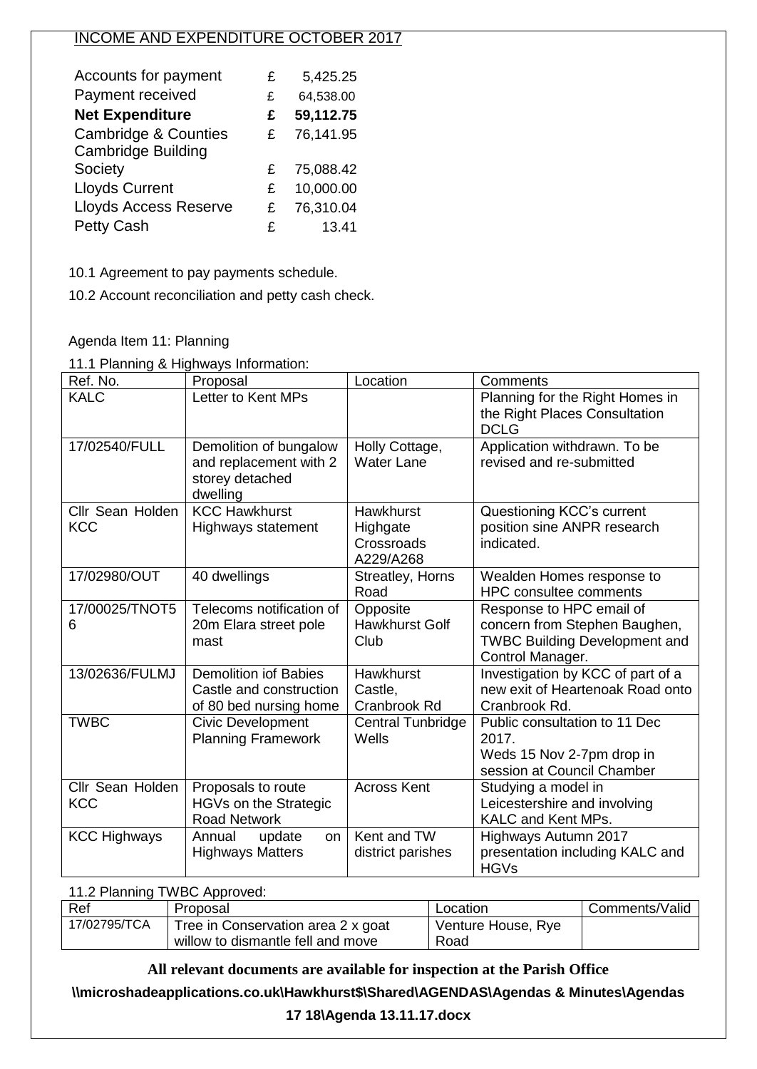INCOME AND EXPENDITURE OCTOBER 2017

| | | |
|---|---|---|
| Accounts for payment | £ | 5,425.25 |
| Payment received | £ | 64,538.00 |
| **Net Expenditure** | **£** | **59,112.75** |
| Cambridge & Counties | £ | 76,141.95 |
| Cambridge Building Society | £ | 75,088.42 |
| Lloyds Current | £ | 10,000.00 |
| Lloyds Access Reserve | £ | 76,310.04 |
| Petty Cash | £ | 13.41 |

10.1 Agreement to pay payments schedule.

10.2 Account reconciliation and petty cash check.

Agenda Item 11: Planning

11.1 Planning & Highways Information:

| Ref. No. | Proposal | Location | Comments |
|---|---|---|---|
| KALC | Letter to Kent MPs | | Planning for the Right Homes in the Right Places Consultation DCLG |
| 17/02540/FULL | Demolition of bungalow and replacement with 2 storey detached dwelling | Holly Cottage, Water Lane | Application withdrawn. To be revised and re-submitted |
| Cllr Sean Holden KCC | KCC Hawkhurst Highways statement | Hawkhurst Highgate Crossroads A229/A268 | Questioning KCC's current position sine ANPR research indicated. |
| 17/02980/OUT | 40 dwellings | Streatley, Horns Road | Wealden Homes response to HPC consultee comments |
| 17/00025/TNOT56 | Telecoms notification of 20m Elara street pole mast | Opposite Hawkhurst Golf Club | Response to HPC email of concern from Stephen Baughen, TWBC Building Development and Control Manager. |
| 13/02636/FULMJ | Demolition iof Babies Castle and construction of 80 bed nursing home | Hawkhurst Castle, Cranbrook Rd | Investigation by KCC of part of a new exit of Heartenoak Road onto Cranbrook Rd. |
| TWBC | Civic Development Planning Framework | Central Tunbridge Wells | Public consultation to 11 Dec 2017. Weds 15 Nov 2-7pm drop in session at Council Chamber |
| Cllr Sean Holden KCC | Proposals to route HGVs on the Strategic Road Network | Across Kent | Studying a model in Leicestershire and involving KALC and Kent MPs. |
| KCC Highways | Annual update on Highways Matters | Kent and TW district parishes | Highways Autumn 2017 presentation including KALC and HGVs |

11.2 Planning TWBC Approved:

| Ref | Proposal | Location | Comments/Valid |
|---|---|---|---|
| 17/02795/TCA | Tree in Conservation area 2 x goat willow to dismantle fell and move | Venture House, Rye Road | |

**All relevant documents are available for inspection at the Parish Office**

**\\microshadeapplications.co.uk\Hawkhurst$\Shared\AGENDAS\Agendas & Minutes\Agendas 17 18\Agenda 13.11.17.docx**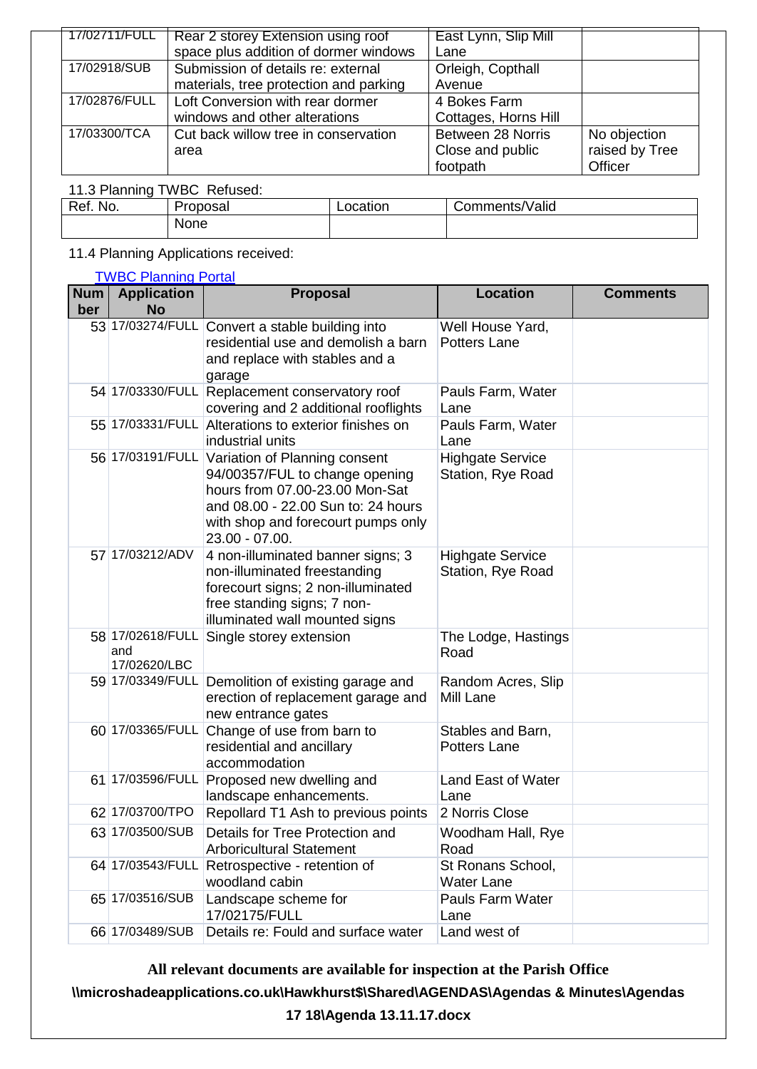| | | | |
|---|---|---|---|
| 17/02711/FULL | Rear 2 storey Extension using roof space plus addition of dormer windows | East Lynn, Slip Mill Lane | |
| 17/02918/SUB | Submission of details re: external materials, tree protection and parking | Orleigh, Copthall Avenue | |
| 17/02876/FULL | Loft Conversion with rear dormer windows and other alterations | 4 Bokes Farm Cottages, Horns Hill | |
| 17/03300/TCA | Cut back willow tree in conservation area | Between 28 Norris Close and public footpath | No objection raised by Tree Officer |

11.3 Planning TWBC Refused:

| Ref. No. | Proposal | Location | Comments/Valid |
|---|---|---|---|
| | None | | |

11.4 Planning Applications received:

[TWBC Planning Portal]

| Number | Application No | Proposal | Location | Comments |
|---|---|---|---|---|
| 53 | 17/03274/FULL | Convert a stable building into residential use and demolish a barn and replace with stables and a garage | Well House Yard, Potters Lane | |
| 54 | 17/03330/FULL | Replacement conservatory roof covering and 2 additional rooflights | Pauls Farm, Water Lane | |
| 55 | 17/03331/FULL | Alterations to exterior finishes on industrial units | Pauls Farm, Water Lane | |
| 56 | 17/03191/FULL | Variation of Planning consent 94/00357/FUL to change opening hours from 07.00-23.00 Mon-Sat and 08.00 - 22.00 Sun to: 24 hours with shop and forecourt pumps only 23.00 - 07.00. | Highgate Service Station, Rye Road | |
| 57 | 17/03212/ADV | 4 non-illuminated banner signs; 3 non-illuminated freestanding forecourt signs; 2 non-illuminated free standing signs; 7 non-illuminated wall mounted signs | Highgate Service Station, Rye Road | |
| 58 | 17/02618/FULL and 17/02620/LBC | Single storey extension | The Lodge, Hastings Road | |
| 59 | 17/03349/FULL | Demolition of existing garage and erection of replacement garage and new entrance gates | Random Acres, Slip Mill Lane | |
| 60 | 17/03365/FULL | Change of use from barn to residential and ancillary accommodation | Stables and Barn, Potters Lane | |
| 61 | 17/03596/FULL | Proposed new dwelling and landscape enhancements. | Land East of Water Lane | |
| 62 | 17/03700/TPO | Repollard T1 Ash to previous points | 2 Norris Close | |
| 63 | 17/03500/SUB | Details for Tree Protection and Arboricultural Statement | Woodham Hall, Rye Road | |
| 64 | 17/03543/FULL | Retrospective - retention of woodland cabin | St Ronans School, Water Lane | |
| 65 | 17/03516/SUB | Landscape scheme for 17/02175/FULL | Pauls Farm Water Lane | |
| 66 | 17/03489/SUB | Details re: Fould and surface water | Land west of | |

**All relevant documents are available for inspection at the Parish Office**

**\\microshadeapplications.co.uk\Hawkhurst$\Shared\AGENDAS\Agendas & Minutes\Agendas 17 18\Agenda 13.11.17.docx**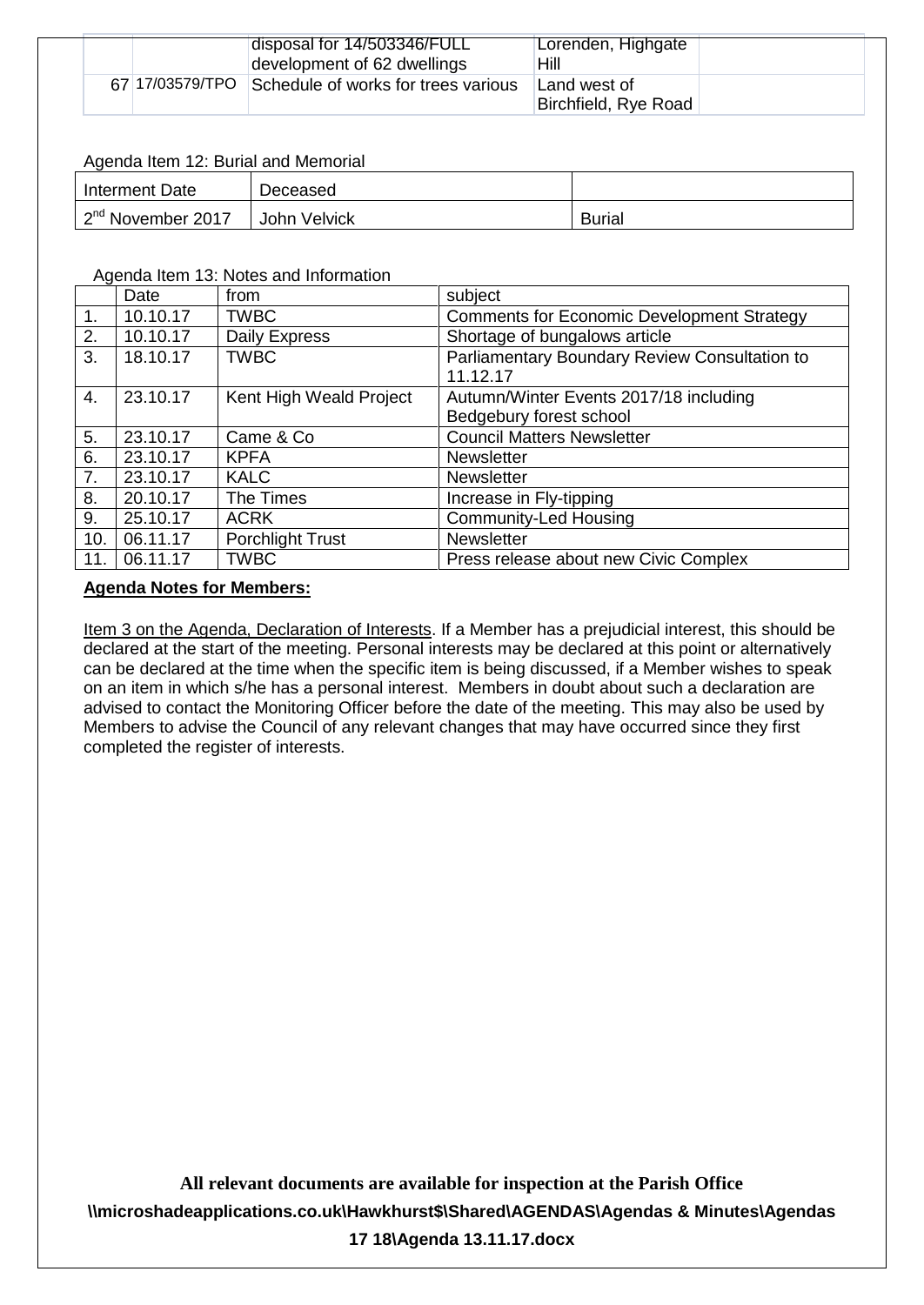| | | | | |
|---|---|---|---|---|
| | | disposal for 14/503346/FULL development of 62 dwellings | Lorenden, Highgate Hill | |
| 67 | 17/03579/TPO | Schedule of works for trees various | Land west of Birchfield, Rye Road | |

Agenda Item 12: Burial and Memorial

| Interment Date | Deceased | |
|---|---|---|
| 2nd November 2017 | John Velvick | Burial |

Agenda Item 13: Notes and Information

| | Date | from | subject |
|---|---|---|---|
| 1. | 10.10.17 | TWBC | Comments for Economic Development Strategy |
| 2. | 10.10.17 | Daily Express | Shortage of bungalows article |
| 3. | 18.10.17 | TWBC | Parliamentary Boundary Review Consultation to 11.12.17 |
| 4. | 23.10.17 | Kent High Weald Project | Autumn/Winter Events 2017/18 including Bedgebury forest school |
| 5. | 23.10.17 | Came & Co | Council Matters Newsletter |
| 6. | 23.10.17 | KPFA | Newsletter |
| 7. | 23.10.17 | KALC | Newsletter |
| 8. | 20.10.17 | The Times | Increase in Fly-tipping |
| 9. | 25.10.17 | ACRK | Community-Led Housing |
| 10. | 06.11.17 | Porchlight Trust | Newsletter |
| 11. | 06.11.17 | TWBC | Press release about new Civic Complex |

**Agenda Notes for Members:**

Item 3 on the Agenda, Declaration of Interests. If a Member has a prejudicial interest, this should be declared at the start of the meeting. Personal interests may be declared at this point or alternatively can be declared at the time when the specific item is being discussed, if a Member wishes to speak on an item in which s/he has a personal interest. Members in doubt about such a declaration are advised to contact the Monitoring Officer before the date of the meeting. This may also be used by Members to advise the Council of any relevant changes that may have occurred since they first completed the register of interests.

**All relevant documents are available for inspection at the Parish Office**

**\\microshadeapplications.co.uk\Hawkhurst$\Shared\AGENDAS\Agendas & Minutes\Agendas 17 18\Agenda 13.11.17.docx**